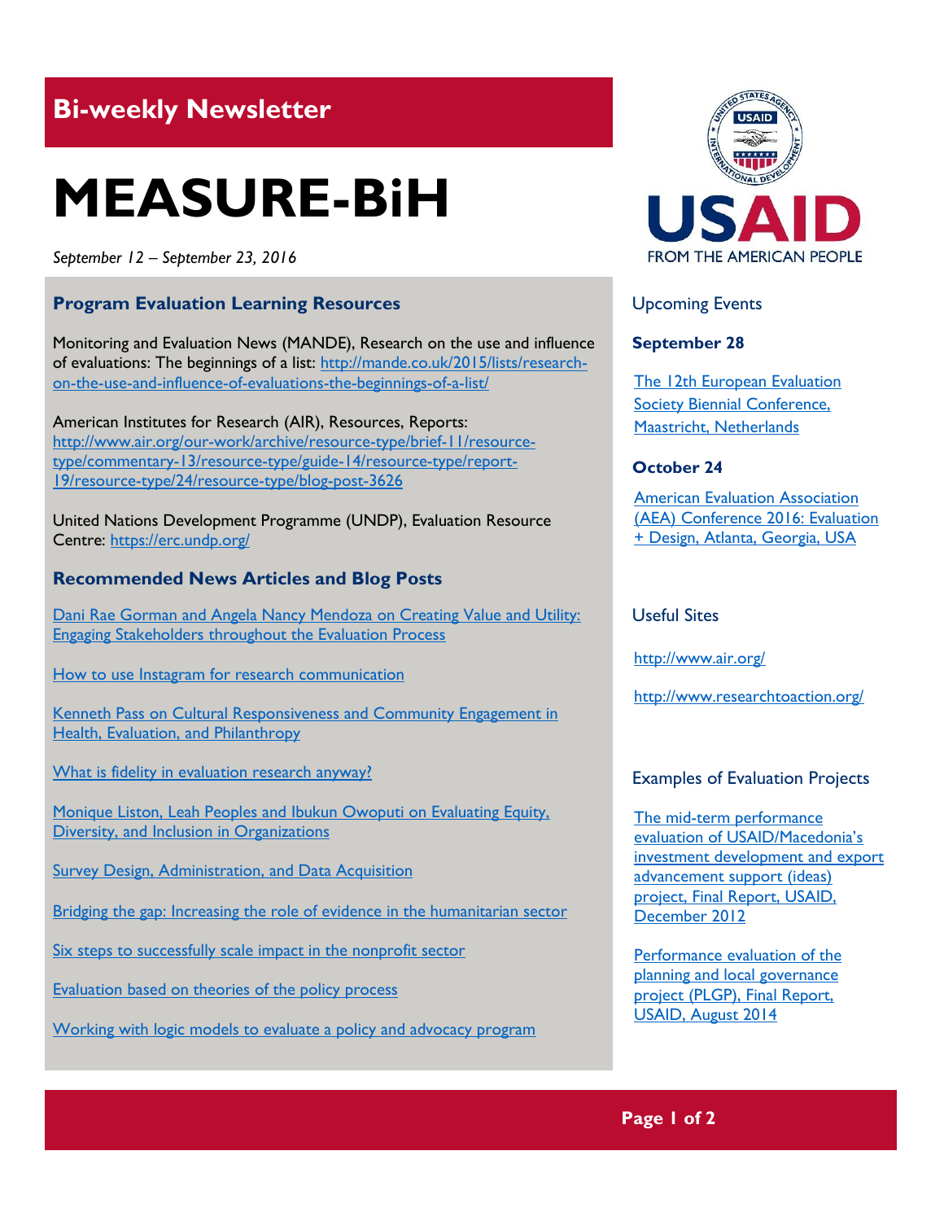## Bi-weekly Newsletter

# MEASURE-BiH

*September 12 – September 23, 2016*

### Program Evaluation Learning Resources

Monitoring and Evaluation News (MANDE), Research on the use and influence of evaluations: The beginnings of a list: http://mande.co.uk/2015/lists/research-on-the-use-and-influence-of-evaluations-the-beginnings-of-a-list/

American Institutes for Research (AIR), Resources, Reports: http://www.air.org/our-work/archive/resource-type/brief-11/resource-type/commentary-13/resource-type/guide-14/resource-type/report-19/resource-type/24/resource-type/blog-post-3626

United Nations Development Programme (UNDP), Evaluation Resource Centre: https://erc.undp.org/

### Recommended News Articles and Blog Posts

Dani Rae Gorman and Angela Nancy Mendoza on Creating Value and Utility: Engaging Stakeholders throughout the Evaluation Process

How to use Instagram for research communication

Kenneth Pass on Cultural Responsiveness and Community Engagement in Health, Evaluation, and Philanthropy

What is fidelity in evaluation research anyway?

Monique Liston, Leah Peoples and Ibukun Owoputi on Evaluating Equity, Diversity, and Inclusion in Organizations

Survey Design, Administration, and Data Acquisition

Bridging the gap: Increasing the role of evidence in the humanitarian sector

Six steps to successfully scale impact in the nonprofit sector

Evaluation based on theories of the policy process

Working with logic models to evaluate a policy and advocacy program

USAID FROM THE AMERICAN PEOPLE

### Upcoming Events

**September 28**

The 12th European Evaluation Society Biennial Conference, Maastricht, Netherlands

**October 24**

American Evaluation Association (AEA) Conference 2016: Evaluation + Design, Atlanta, Georgia, USA

### Useful Sites

http://www.air.org/

http://www.researchtoaction.org/

### Examples of Evaluation Projects

The mid-term performance evaluation of USAID/Macedonia's investment development and export advancement support (ideas) project, Final Report, USAID, December 2012

Performance evaluation of the planning and local governance project (PLGP), Final Report, USAID, August 2014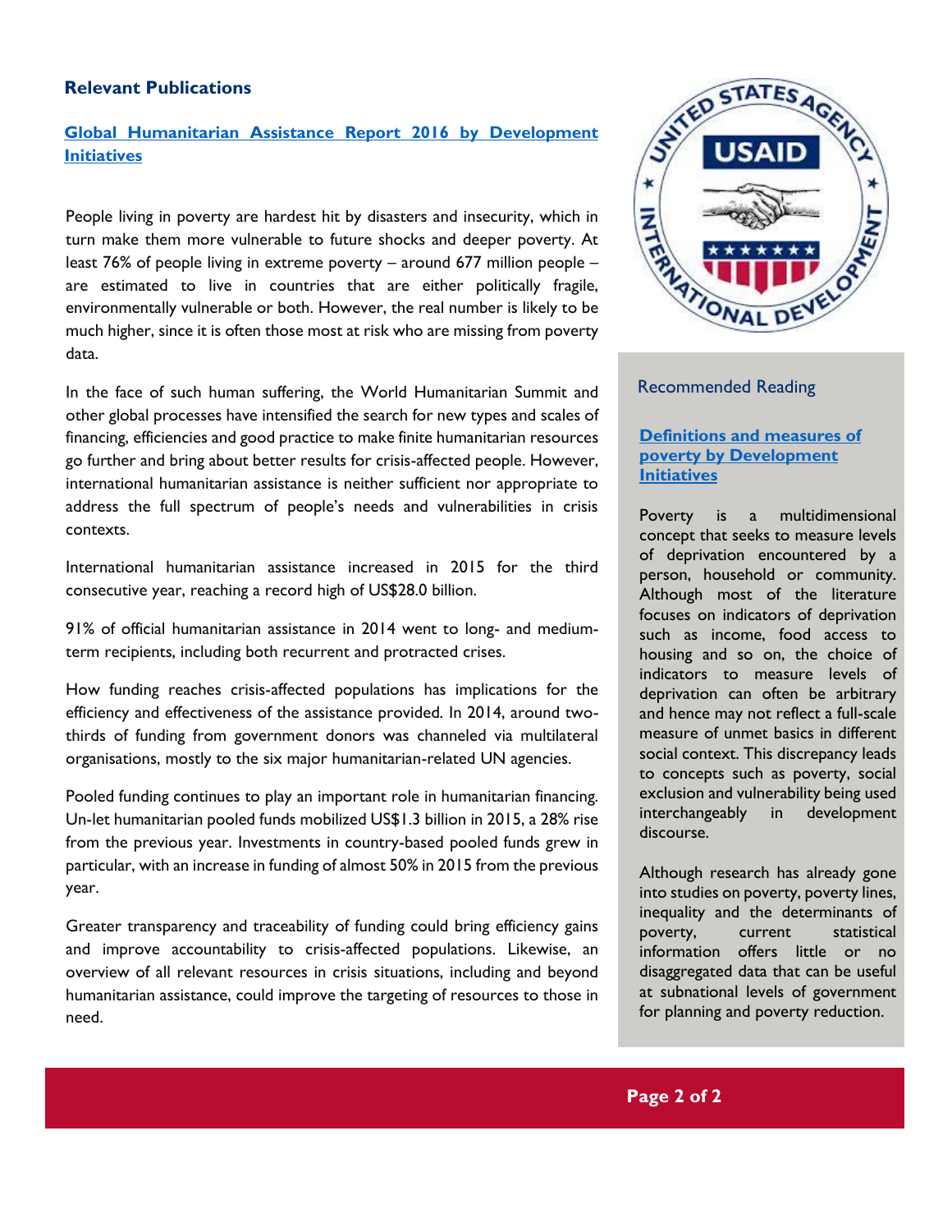## Relevant Publications

### Global Humanitarian Assistance Report 2016 by Development Initiatives

People living in poverty are hardest hit by disasters and insecurity, which in turn make them more vulnerable to future shocks and deeper poverty. At least 76% of people living in extreme poverty – around 677 million people – are estimated to live in countries that are either politically fragile, environmentally vulnerable or both. However, the real number is likely to be much higher, since it is often those most at risk who are missing from poverty data.

In the face of such human suffering, the World Humanitarian Summit and other global processes have intensified the search for new types and scales of financing, efficiencies and good practice to make finite humanitarian resources go further and bring about better results for crisis-affected people. However, international humanitarian assistance is neither sufficient nor appropriate to address the full spectrum of people's needs and vulnerabilities in crisis contexts.

International humanitarian assistance increased in 2015 for the third consecutive year, reaching a record high of US$28.0 billion.

91% of official humanitarian assistance in 2014 went to long- and medium-term recipients, including both recurrent and protracted crises.

How funding reaches crisis-affected populations has implications for the efficiency and effectiveness of the assistance provided. In 2014, around two-thirds of funding from government donors was channeled via multilateral organisations, mostly to the six major humanitarian-related UN agencies.

Pooled funding continues to play an important role in humanitarian financing. Un-let humanitarian pooled funds mobilized US$1.3 billion in 2015, a 28% rise from the previous year. Investments in country-based pooled funds grew in particular, with an increase in funding of almost 50% in 2015 from the previous year.

Greater transparency and traceability of funding could bring efficiency gains and improve accountability to crisis-affected populations. Likewise, an overview of all relevant resources in crisis situations, including and beyond humanitarian assistance, could improve the targeting of resources to those in need.

## Recommended Reading

### Definitions and measures of poverty by Development Initiatives

Poverty is a multidimensional concept that seeks to measure levels of deprivation encountered by a person, household or community. Although most of the literature focuses on indicators of deprivation such as income, food access to housing and so on, the choice of indicators to measure levels of deprivation can often be arbitrary and hence may not reflect a full-scale measure of unmet basics in different social context. This discrepancy leads to concepts such as poverty, social exclusion and vulnerability being used interchangeably in development discourse.

Although research has already gone into studies on poverty, poverty lines, inequality and the determinants of poverty, current statistical information offers little or no disaggregated data that can be useful at subnational levels of government for planning and poverty reduction.